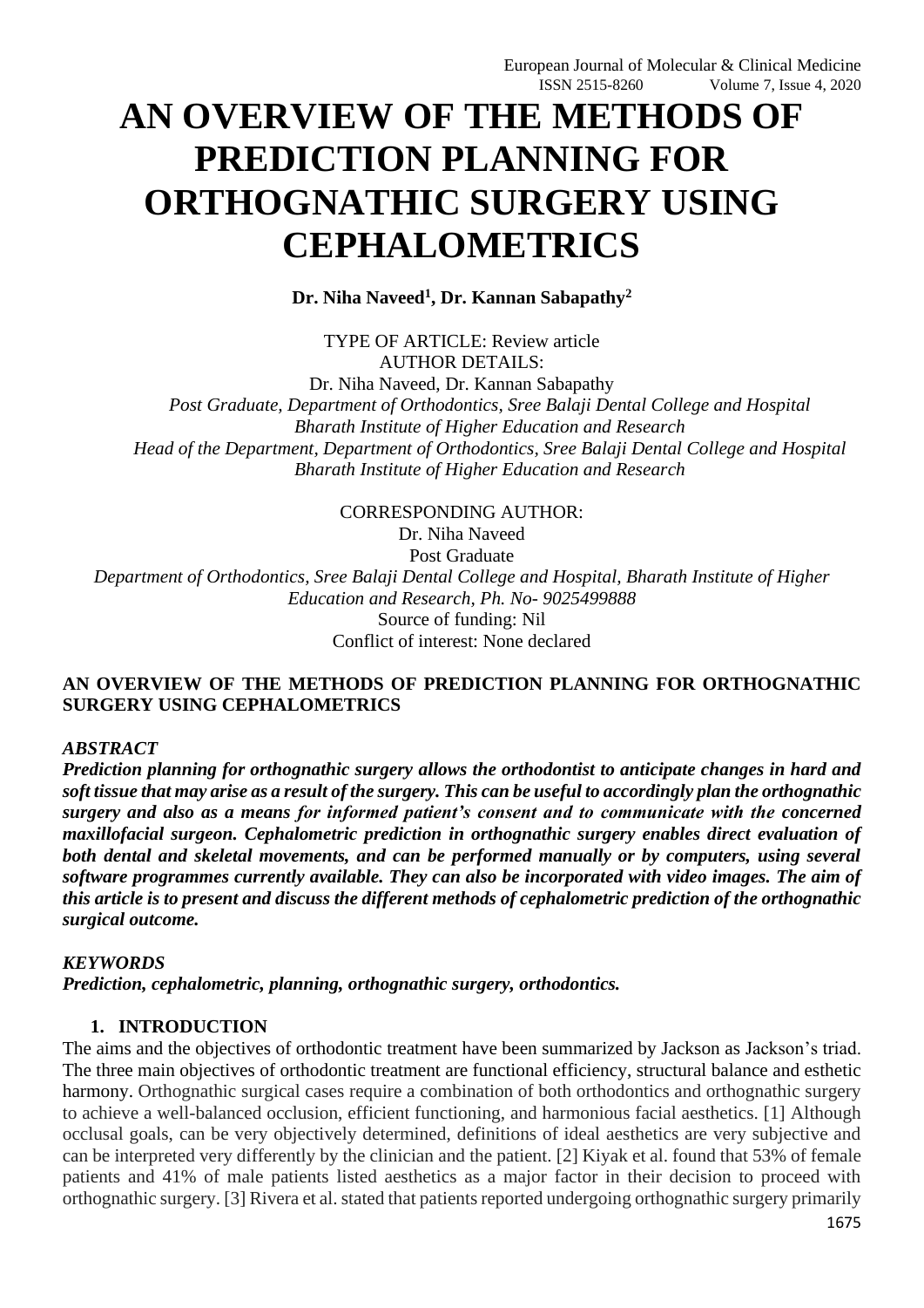# AN OVERVIEW OF THE METHODS OF PREDICTION PLANNING FOR ORTHOGNATHIC SURGERY USING CEPHALOMETRICS

**Dr. Niha Naveed[1], Dr. Kannan Sabapathy[2]**

TYPE OF ARTICLE: Review article
AUTHOR DETAILS:
Dr. Niha Naveed, Dr. Kannan Sabapathy
*Post Graduate, Department of Orthodontics, Sree Balaji Dental College and Hospital*
*Bharath Institute of Higher Education and Research*
*Head of the Department, Department of Orthodontics, Sree Balaji Dental College and Hospital*
*Bharath Institute of Higher Education and Research*

CORRESPONDING AUTHOR:
Dr. Niha Naveed
Post Graduate
*Department of Orthodontics, Sree Balaji Dental College and Hospital, Bharath Institute of Higher Education and Research, Ph. No- 9025499888*
Source of funding: Nil
Conflict of interest: None declared

**AN OVERVIEW OF THE METHODS OF PREDICTION PLANNING FOR ORTHOGNATHIC SURGERY USING CEPHALOMETRICS**

***ABSTRACT***

***Prediction planning for orthognathic surgery allows the orthodontist to anticipate changes in hard and soft tissue that may arise as a result of the surgery. This can be useful to accordingly plan the orthognathic surgery and also as a means for informed patient's consent and to communicate with the concerned maxillofacial surgeon. Cephalometric prediction in orthognathic surgery enables direct evaluation of both dental and skeletal movements, and can be performed manually or by computers, using several software programmes currently available. They can also be incorporated with video images. The aim of this article is to present and discuss the different methods of cephalometric prediction of the orthognathic surgical outcome.***

***KEYWORDS***

***Prediction, cephalometric, planning, orthognathic surgery, orthodontics.***

## 1. INTRODUCTION

The aims and the objectives of orthodontic treatment have been summarized by Jackson as Jackson's triad. The three main objectives of orthodontic treatment are functional efficiency, structural balance and esthetic harmony. Orthognathic surgical cases require a combination of both orthodontics and orthognathic surgery to achieve a well-balanced occlusion, efficient functioning, and harmonious facial aesthetics. [1] Although occlusal goals, can be very objectively determined, definitions of ideal aesthetics are very subjective and can be interpreted very differently by the clinician and the patient. [2] Kiyak et al. found that 53% of female patients and 41% of male patients listed aesthetics as a major factor in their decision to proceed with orthognathic surgery. [3] Rivera et al. stated that patients reported undergoing orthognathic surgery primarily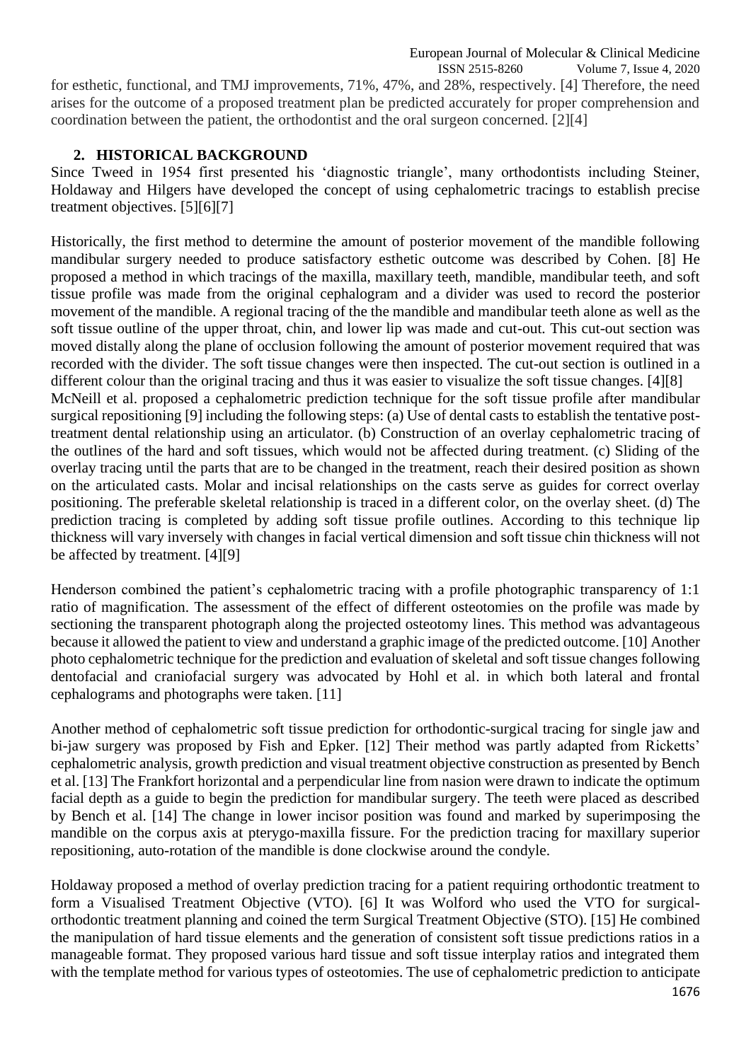for esthetic, functional, and TMJ improvements, 71%, 47%, and 28%, respectively. [4] Therefore, the need arises for the outcome of a proposed treatment plan be predicted accurately for proper comprehension and coordination between the patient, the orthodontist and the oral surgeon concerned. [2][4]

## 2. HISTORICAL BACKGROUND

Since Tweed in 1954 first presented his 'diagnostic triangle', many orthodontists including Steiner, Holdaway and Hilgers have developed the concept of using cephalometric tracings to establish precise treatment objectives. [5][6][7]

Historically, the first method to determine the amount of posterior movement of the mandible following mandibular surgery needed to produce satisfactory esthetic outcome was described by Cohen. [8] He proposed a method in which tracings of the maxilla, maxillary teeth, mandible, mandibular teeth, and soft tissue profile was made from the original cephalogram and a divider was used to record the posterior movement of the mandible. A regional tracing of the the mandible and mandibular teeth alone as well as the soft tissue outline of the upper throat, chin, and lower lip was made and cut-out. This cut-out section was moved distally along the plane of occlusion following the amount of posterior movement required that was recorded with the divider. The soft tissue changes were then inspected. The cut-out section is outlined in a different colour than the original tracing and thus it was easier to visualize the soft tissue changes. [4][8]

McNeill et al. proposed a cephalometric prediction technique for the soft tissue profile after mandibular surgical repositioning [9] including the following steps: (a) Use of dental casts to establish the tentative post-treatment dental relationship using an articulator. (b) Construction of an overlay cephalometric tracing of the outlines of the hard and soft tissues, which would not be affected during treatment. (c) Sliding of the overlay tracing until the parts that are to be changed in the treatment, reach their desired position as shown on the articulated casts. Molar and incisal relationships on the casts serve as guides for correct overlay positioning. The preferable skeletal relationship is traced in a different color, on the overlay sheet. (d) The prediction tracing is completed by adding soft tissue profile outlines. According to this technique lip thickness will vary inversely with changes in facial vertical dimension and soft tissue chin thickness will not be affected by treatment. [4][9]

Henderson combined the patient's cephalometric tracing with a profile photographic transparency of 1:1 ratio of magnification. The assessment of the effect of different osteotomies on the profile was made by sectioning the transparent photograph along the projected osteotomy lines. This method was advantageous because it allowed the patient to view and understand a graphic image of the predicted outcome. [10] Another photo cephalometric technique for the prediction and evaluation of skeletal and soft tissue changes following dentofacial and craniofacial surgery was advocated by Hohl et al. in which both lateral and frontal cephalograms and photographs were taken. [11]

Another method of cephalometric soft tissue prediction for orthodontic-surgical tracing for single jaw and bi-jaw surgery was proposed by Fish and Epker. [12] Their method was partly adapted from Ricketts' cephalometric analysis, growth prediction and visual treatment objective construction as presented by Bench et al. [13] The Frankfort horizontal and a perpendicular line from nasion were drawn to indicate the optimum facial depth as a guide to begin the prediction for mandibular surgery. The teeth were placed as described by Bench et al. [14] The change in lower incisor position was found and marked by superimposing the mandible on the corpus axis at pterygo-maxilla fissure. For the prediction tracing for maxillary superior repositioning, auto-rotation of the mandible is done clockwise around the condyle.

Holdaway proposed a method of overlay prediction tracing for a patient requiring orthodontic treatment to form a Visualised Treatment Objective (VTO). [6] It was Wolford who used the VTO for surgical-orthodontic treatment planning and coined the term Surgical Treatment Objective (STO). [15] He combined the manipulation of hard tissue elements and the generation of consistent soft tissue predictions ratios in a manageable format. They proposed various hard tissue and soft tissue interplay ratios and integrated them with the template method for various types of osteotomies. The use of cephalometric prediction to anticipate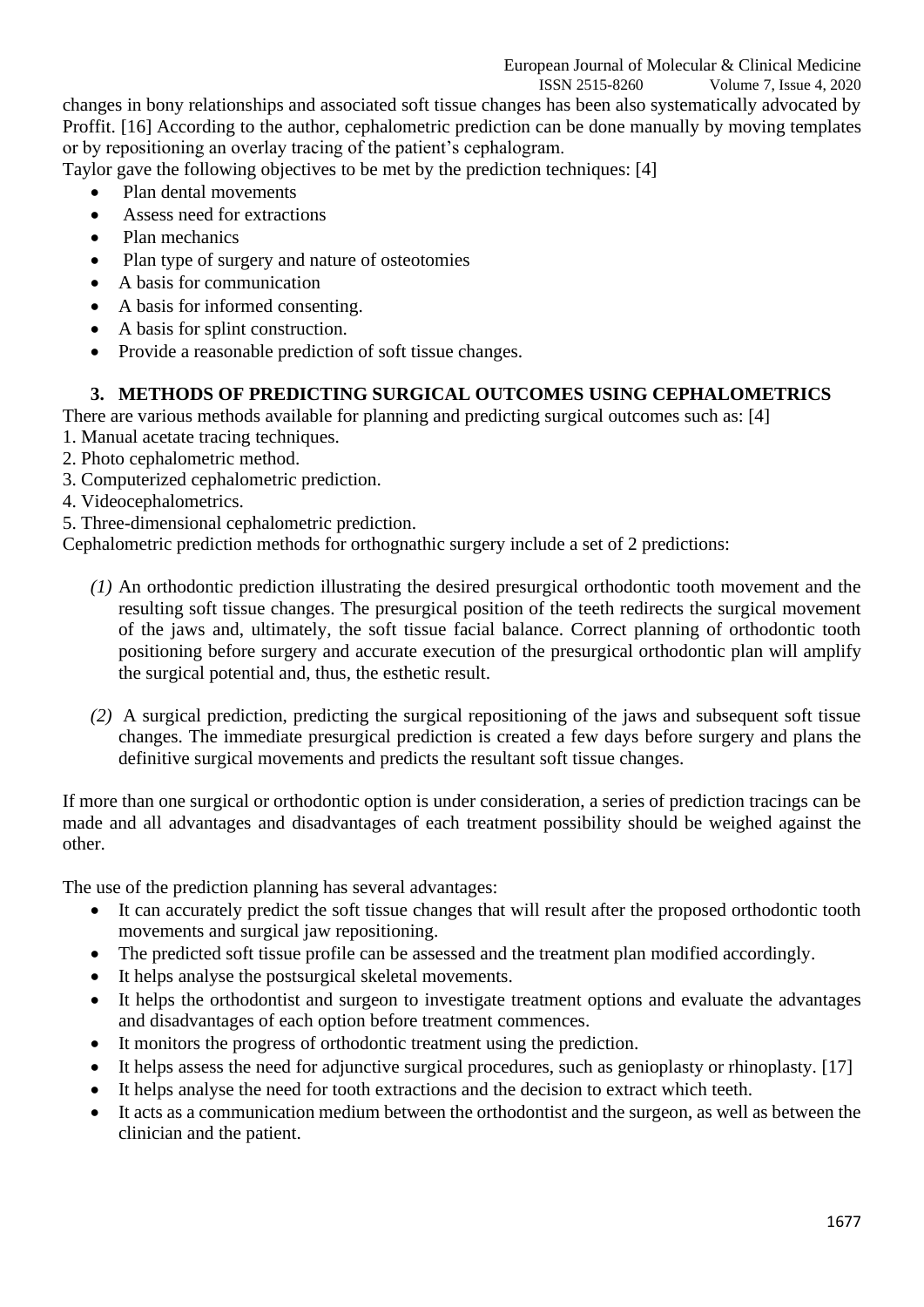changes in bony relationships and associated soft tissue changes has been also systematically advocated by Proffit. [16] According to the author, cephalometric prediction can be done manually by moving templates or by repositioning an overlay tracing of the patient's cephalogram.

Taylor gave the following objectives to be met by the prediction techniques: [4]

- Plan dental movements
- Assess need for extractions
- Plan mechanics
- Plan type of surgery and nature of osteotomies
- A basis for communication
- A basis for informed consenting.
- A basis for splint construction.
- Provide a reasonable prediction of soft tissue changes.

## 3. METHODS OF PREDICTING SURGICAL OUTCOMES USING CEPHALOMETRICS

There are various methods available for planning and predicting surgical outcomes such as: [4]

1. Manual acetate tracing techniques.
2. Photo cephalometric method.
3. Computerized cephalometric prediction.
4. Videocephalometrics.
5. Three-dimensional cephalometric prediction.

Cephalometric prediction methods for orthognathic surgery include a set of 2 predictions:

*(1)* An orthodontic prediction illustrating the desired presurgical orthodontic tooth movement and the resulting soft tissue changes. The presurgical position of the teeth redirects the surgical movement of the jaws and, ultimately, the soft tissue facial balance. Correct planning of orthodontic tooth positioning before surgery and accurate execution of the presurgical orthodontic plan will amplify the surgical potential and, thus, the esthetic result.

*(2)* A surgical prediction, predicting the surgical repositioning of the jaws and subsequent soft tissue changes. The immediate presurgical prediction is created a few days before surgery and plans the definitive surgical movements and predicts the resultant soft tissue changes.

If more than one surgical or orthodontic option is under consideration, a series of prediction tracings can be made and all advantages and disadvantages of each treatment possibility should be weighed against the other.

The use of the prediction planning has several advantages:

- It can accurately predict the soft tissue changes that will result after the proposed orthodontic tooth movements and surgical jaw repositioning.
- The predicted soft tissue profile can be assessed and the treatment plan modified accordingly.
- It helps analyse the postsurgical skeletal movements.
- It helps the orthodontist and surgeon to investigate treatment options and evaluate the advantages and disadvantages of each option before treatment commences.
- It monitors the progress of orthodontic treatment using the prediction.
- It helps assess the need for adjunctive surgical procedures, such as genioplasty or rhinoplasty. [17]
- It helps analyse the need for tooth extractions and the decision to extract which teeth.
- It acts as a communication medium between the orthodontist and the surgeon, as well as between the clinician and the patient.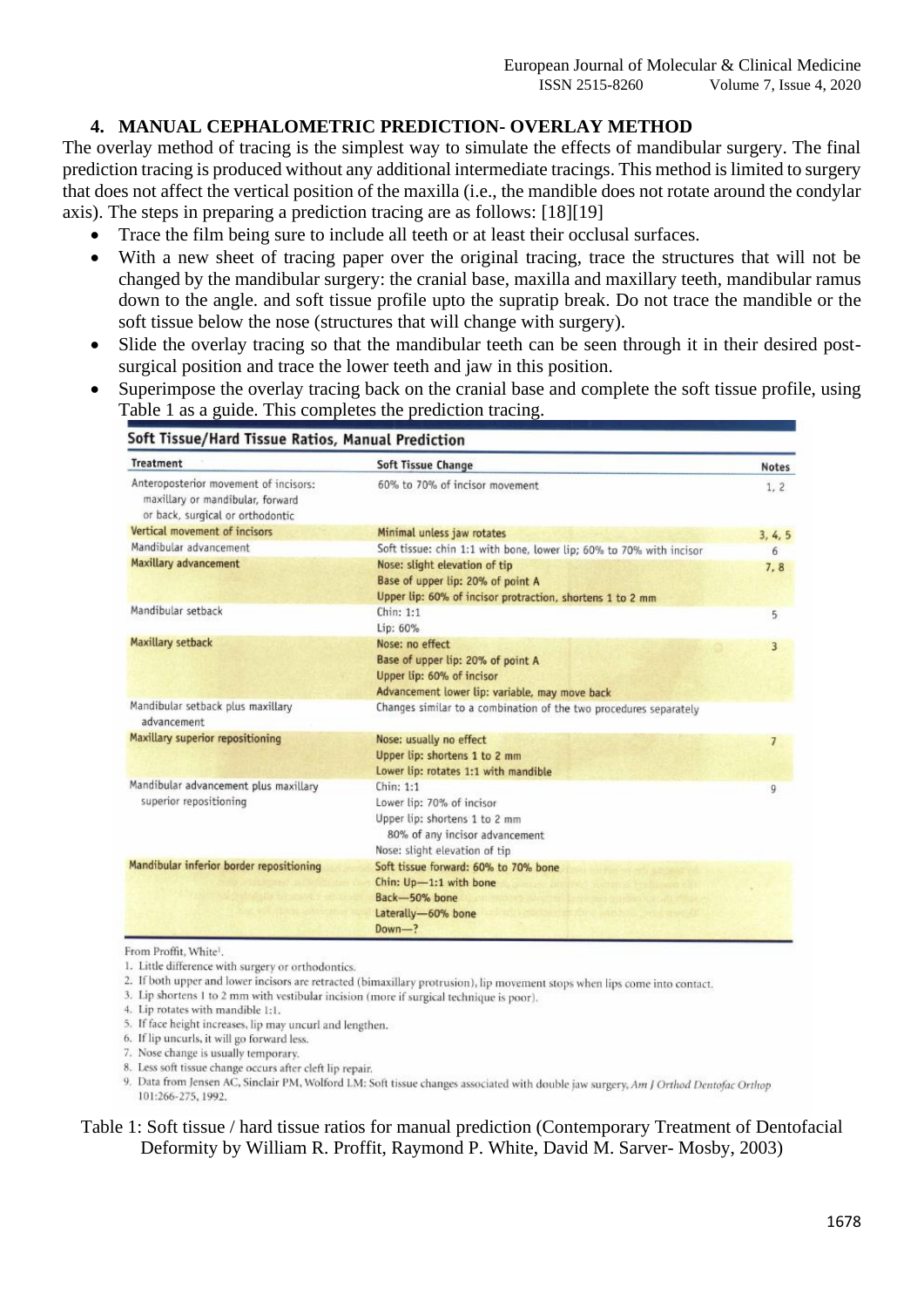### 4. MANUAL CEPHALOMETRIC PREDICTION- OVERLAY METHOD

The overlay method of tracing is the simplest way to simulate the effects of mandibular surgery. The final prediction tracing is produced without any additional intermediate tracings. This method is limited to surgery that does not affect the vertical position of the maxilla (i.e., the mandible does not rotate around the condylar axis). The steps in preparing a prediction tracing are as follows: [18][19]

- Trace the film being sure to include all teeth or at least their occlusal surfaces.
- With a new sheet of tracing paper over the original tracing, trace the structures that will not be changed by the mandibular surgery: the cranial base, maxilla and maxillary teeth, mandibular ramus down to the angle. and soft tissue profile upto the supratip break. Do not trace the mandible or the soft tissue below the nose (structures that will change with surgery).
- Slide the overlay tracing so that the mandibular teeth can be seen through it in their desired post-surgical position and trace the lower teeth and jaw in this position.
- Superimpose the overlay tracing back on the cranial base and complete the soft tissue profile, using Table 1 as a guide. This completes the prediction tracing.

**Soft Tissue/Hard Tissue Ratios, Manual Prediction**

| Treatment | Soft Tissue Change | Notes |
|---|---|---|
| Anteroposterior movement of incisors: maxillary or mandibular, forward or back, surgical or orthodontic | 60% to 70% of incisor movement | 1, 2 |
| Vertical movement of incisors | Minimal unless jaw rotates | 3, 4, 5 |
| Mandibular advancement | Soft tissue: chin 1:1 with bone, lower lip; 60% to 70% with incisor | 6 |
| Maxillary advancement | Nose: slight elevation of tip<br>Base of upper lip: 20% of point A<br>Upper lip: 60% of incisor protraction, shortens 1 to 2 mm | 7, 8 |
| Mandibular setback | Chin: 1:1<br>Lip: 60% | 5 |
| Maxillary setback | Nose: no effect<br>Base of upper lip: 20% of point A<br>Upper lip: 60% of incisor<br>Advancement lower lip: variable, may move back | 3 |
| Mandibular setback plus maxillary advancement | Changes similar to a combination of the two procedures separately | |
| Maxillary superior repositioning | Nose: usually no effect<br>Upper lip: shortens 1 to 2 mm<br>Lower lip: rotates 1:1 with mandible | 7 |
| Mandibular advancement plus maxillary superior repositioning | Chin: 1:1<br>Lower lip: 70% of incisor<br>Upper lip: shortens 1 to 2 mm<br>80% of any incisor advancement<br>Nose: slight elevation of tip | 9 |
| Mandibular inferior border repositioning | Soft tissue forward: 60% to 70% bone<br>Chin: Up—1:1 with bone<br>Back—50% bone<br>Laterally—60% bone<br>Down—? | |

From Proffit, White[1].

1. Little difference with surgery or orthodontics.
2. If both upper and lower incisors are retracted (bimaxillary protrusion), lip movement stops when lips come into contact.
3. Lip shortens 1 to 2 mm with vestibular incision (more if surgical technique is poor).
4. Lip rotates with mandible 1:1.
5. If face height increases, lip may uncurl and lengthen.
6. If lip uncurls, it will go forward less.
7. Nose change is usually temporary.
8. Less soft tissue change occurs after cleft lip repair.
9. Data from Jensen AC, Sinclair PM, Wolford LM: Soft tissue changes associated with double jaw surgery, *Am J Orthod Dentofac Orthop* 101:266-275, 1992.

Table 1: Soft tissue / hard tissue ratios for manual prediction (Contemporary Treatment of Dentofacial Deformity by William R. Proffit, Raymond P. White, David M. Sarver- Mosby, 2003)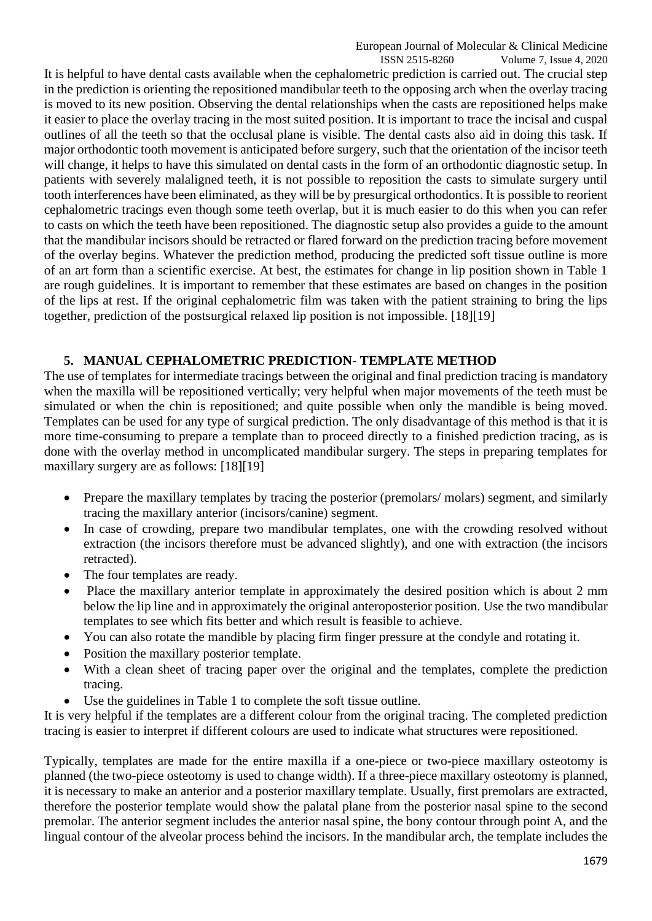It is helpful to have dental casts available when the cephalometric prediction is carried out. The crucial step in the prediction is orienting the repositioned mandibular teeth to the opposing arch when the overlay tracing is moved to its new position. Observing the dental relationships when the casts are repositioned helps make it easier to place the overlay tracing in the most suited position. It is important to trace the incisal and cuspal outlines of all the teeth so that the occlusal plane is visible. The dental casts also aid in doing this task. If major orthodontic tooth movement is anticipated before surgery, such that the orientation of the incisor teeth will change, it helps to have this simulated on dental casts in the form of an orthodontic diagnostic setup. In patients with severely malaligned teeth, it is not possible to reposition the casts to simulate surgery until tooth interferences have been eliminated, as they will be by presurgical orthodontics. It is possible to reorient cephalometric tracings even though some teeth overlap, but it is much easier to do this when you can refer to casts on which the teeth have been repositioned. The diagnostic setup also provides a guide to the amount that the mandibular incisors should be retracted or flared forward on the prediction tracing before movement of the overlay begins. Whatever the prediction method, producing the predicted soft tissue outline is more of an art form than a scientific exercise. At best, the estimates for change in lip position shown in Table 1 are rough guidelines. It is important to remember that these estimates are based on changes in the position of the lips at rest. If the original cephalometric film was taken with the patient straining to bring the lips together, prediction of the postsurgical relaxed lip position is not impossible. [18][19]

## 5. MANUAL CEPHALOMETRIC PREDICTION- TEMPLATE METHOD

The use of templates for intermediate tracings between the original and final prediction tracing is mandatory when the maxilla will be repositioned vertically; very helpful when major movements of the teeth must be simulated or when the chin is repositioned; and quite possible when only the mandible is being moved. Templates can be used for any type of surgical prediction. The only disadvantage of this method is that it is more time-consuming to prepare a template than to proceed directly to a finished prediction tracing, as is done with the overlay method in uncomplicated mandibular surgery. The steps in preparing templates for maxillary surgery are as follows: [18][19]

- Prepare the maxillary templates by tracing the posterior (premolars/ molars) segment, and similarly tracing the maxillary anterior (incisors/canine) segment.
- In case of crowding, prepare two mandibular templates, one with the crowding resolved without extraction (the incisors therefore must be advanced slightly), and one with extraction (the incisors retracted).
- The four templates are ready.
- Place the maxillary anterior template in approximately the desired position which is about 2 mm below the lip line and in approximately the original anteroposterior position. Use the two mandibular templates to see which fits better and which result is feasible to achieve.
- You can also rotate the mandible by placing firm finger pressure at the condyle and rotating it.
- Position the maxillary posterior template.
- With a clean sheet of tracing paper over the original and the templates, complete the prediction tracing.
- Use the guidelines in Table 1 to complete the soft tissue outline.

It is very helpful if the templates are a different colour from the original tracing. The completed prediction tracing is easier to interpret if different colours are used to indicate what structures were repositioned.

Typically, templates are made for the entire maxilla if a one-piece or two-piece maxillary osteotomy is planned (the two-piece osteotomy is used to change width). If a three-piece maxillary osteotomy is planned, it is necessary to make an anterior and a posterior maxillary template. Usually, first premolars are extracted, therefore the posterior template would show the palatal plane from the posterior nasal spine to the second premolar. The anterior segment includes the anterior nasal spine, the bony contour through point A, and the lingual contour of the alveolar process behind the incisors. In the mandibular arch, the template includes the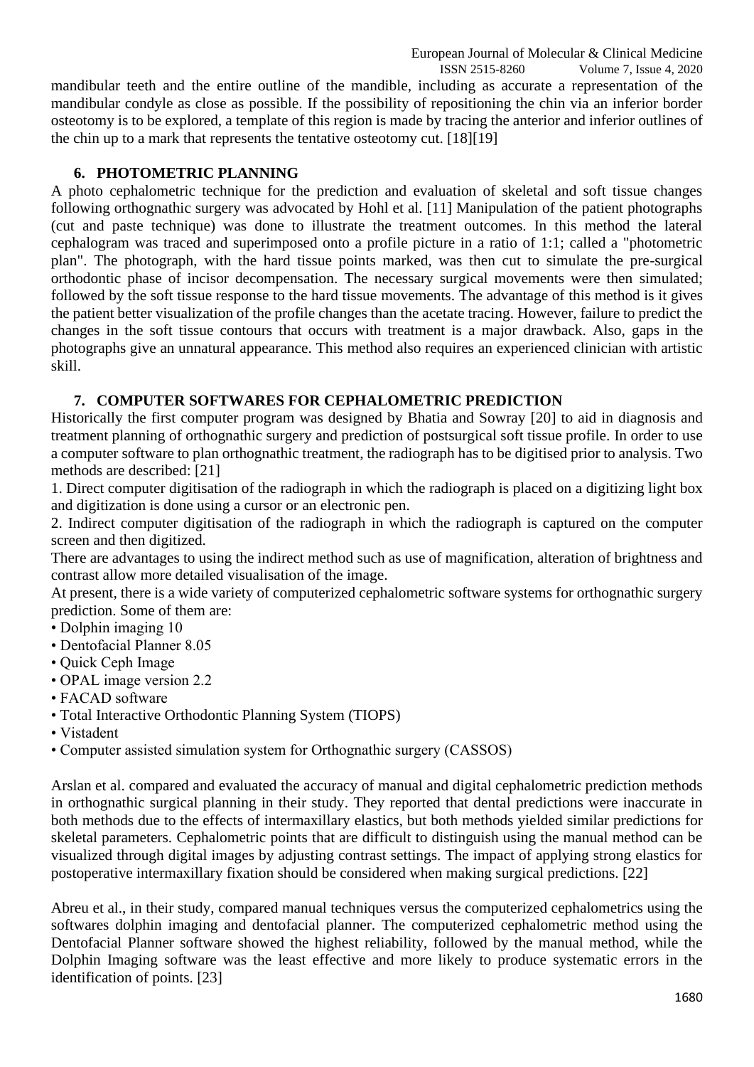mandibular teeth and the entire outline of the mandible, including as accurate a representation of the mandibular condyle as close as possible. If the possibility of repositioning the chin via an inferior border osteotomy is to be explored, a template of this region is made by tracing the anterior and inferior outlines of the chin up to a mark that represents the tentative osteotomy cut. [18][19]

## 6. PHOTOMETRIC PLANNING

A photo cephalometric technique for the prediction and evaluation of skeletal and soft tissue changes following orthognathic surgery was advocated by Hohl et al. [11] Manipulation of the patient photographs (cut and paste technique) was done to illustrate the treatment outcomes. In this method the lateral cephalogram was traced and superimposed onto a profile picture in a ratio of 1:1; called a "photometric plan". The photograph, with the hard tissue points marked, was then cut to simulate the pre-surgical orthodontic phase of incisor decompensation. The necessary surgical movements were then simulated; followed by the soft tissue response to the hard tissue movements. The advantage of this method is it gives the patient better visualization of the profile changes than the acetate tracing. However, failure to predict the changes in the soft tissue contours that occurs with treatment is a major drawback. Also, gaps in the photographs give an unnatural appearance. This method also requires an experienced clinician with artistic skill.

## 7. COMPUTER SOFTWARES FOR CEPHALOMETRIC PREDICTION

Historically the first computer program was designed by Bhatia and Sowray [20] to aid in diagnosis and treatment planning of orthognathic surgery and prediction of postsurgical soft tissue profile. In order to use a computer software to plan orthognathic treatment, the radiograph has to be digitised prior to analysis. Two methods are described: [21]

1. Direct computer digitisation of the radiograph in which the radiograph is placed on a digitizing light box and digitization is done using a cursor or an electronic pen.
2. Indirect computer digitisation of the radiograph in which the radiograph is captured on the computer screen and then digitized.

There are advantages to using the indirect method such as use of magnification, alteration of brightness and contrast allow more detailed visualisation of the image.

At present, there is a wide variety of computerized cephalometric software systems for orthognathic surgery prediction. Some of them are:

- Dolphin imaging 10
- Dentofacial Planner 8.05
- Quick Ceph Image
- OPAL image version 2.2
- FACAD software
- Total Interactive Orthodontic Planning System (TIOPS)
- Vistadent
- Computer assisted simulation system for Orthognathic surgery (CASSOS)

Arslan et al. compared and evaluated the accuracy of manual and digital cephalometric prediction methods in orthognathic surgical planning in their study. They reported that dental predictions were inaccurate in both methods due to the effects of intermaxillary elastics, but both methods yielded similar predictions for skeletal parameters. Cephalometric points that are difficult to distinguish using the manual method can be visualized through digital images by adjusting contrast settings. The impact of applying strong elastics for postoperative intermaxillary fixation should be considered when making surgical predictions. [22]

Abreu et al., in their study, compared manual techniques versus the computerized cephalometrics using the softwares dolphin imaging and dentofacial planner. The computerized cephalometric method using the Dentofacial Planner software showed the highest reliability, followed by the manual method, while the Dolphin Imaging software was the least effective and more likely to produce systematic errors in the identification of points. [23]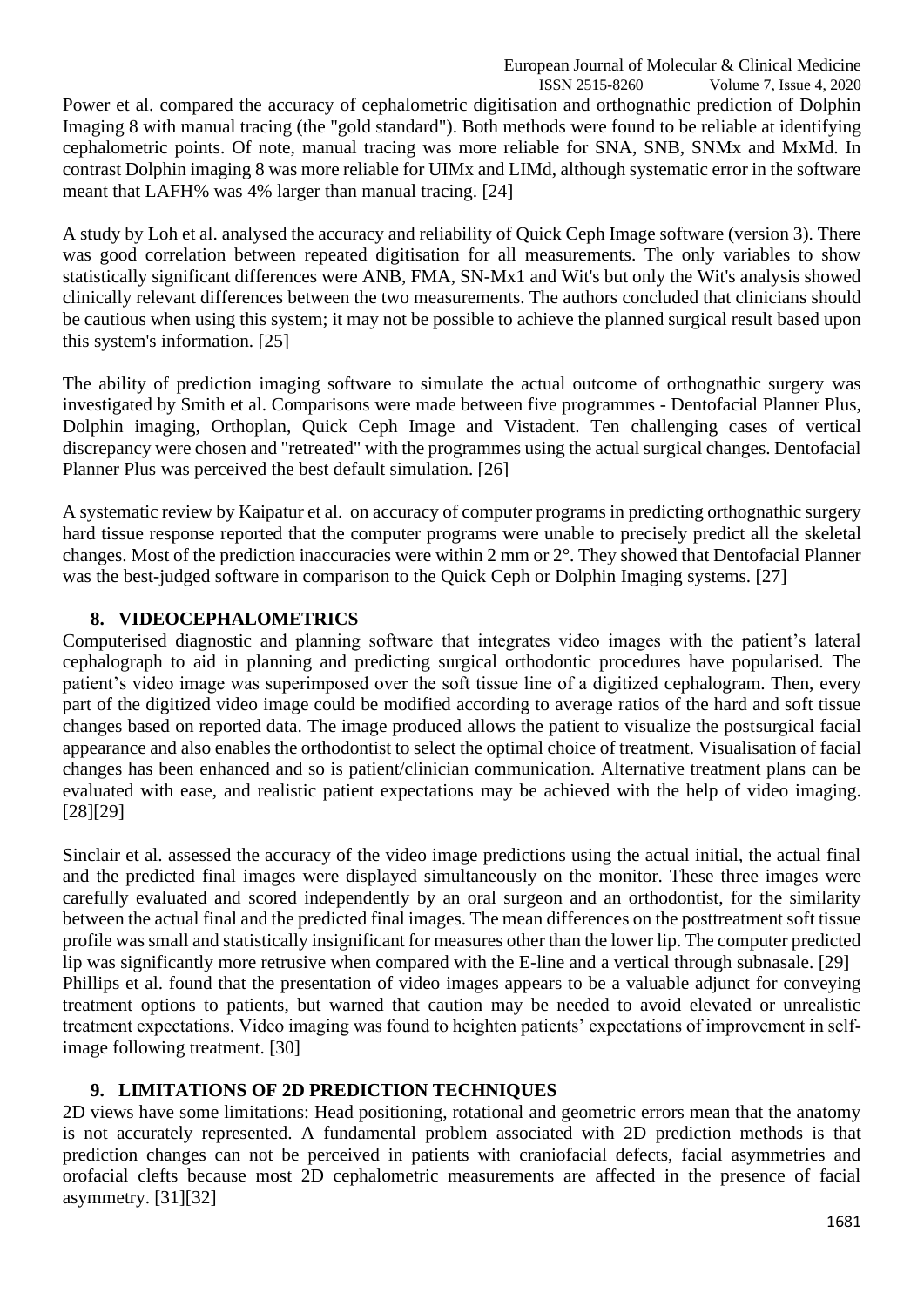Power et al. compared the accuracy of cephalometric digitisation and orthognathic prediction of Dolphin Imaging 8 with manual tracing (the "gold standard"). Both methods were found to be reliable at identifying cephalometric points. Of note, manual tracing was more reliable for SNA, SNB, SNMx and MxMd. In contrast Dolphin imaging 8 was more reliable for UIMx and LIMd, although systematic error in the software meant that LAFH% was 4% larger than manual tracing. [24]

A study by Loh et al. analysed the accuracy and reliability of Quick Ceph Image software (version 3). There was good correlation between repeated digitisation for all measurements. The only variables to show statistically significant differences were ANB, FMA, SN-Mx1 and Wit's but only the Wit's analysis showed clinically relevant differences between the two measurements. The authors concluded that clinicians should be cautious when using this system; it may not be possible to achieve the planned surgical result based upon this system's information. [25]

The ability of prediction imaging software to simulate the actual outcome of orthognathic surgery was investigated by Smith et al. Comparisons were made between five programmes - Dentofacial Planner Plus, Dolphin imaging, Orthoplan, Quick Ceph Image and Vistadent. Ten challenging cases of vertical discrepancy were chosen and "retreated" with the programmes using the actual surgical changes. Dentofacial Planner Plus was perceived the best default simulation. [26]

A systematic review by Kaipatur et al. on accuracy of computer programs in predicting orthognathic surgery hard tissue response reported that the computer programs were unable to precisely predict all the skeletal changes. Most of the prediction inaccuracies were within 2 mm or 2°. They showed that Dentofacial Planner was the best-judged software in comparison to the Quick Ceph or Dolphin Imaging systems. [27]

## 8. VIDEOCEPHALOMETRICS

Computerised diagnostic and planning software that integrates video images with the patient's lateral cephalograph to aid in planning and predicting surgical orthodontic procedures have popularised. The patient's video image was superimposed over the soft tissue line of a digitized cephalogram. Then, every part of the digitized video image could be modified according to average ratios of the hard and soft tissue changes based on reported data. The image produced allows the patient to visualize the postsurgical facial appearance and also enables the orthodontist to select the optimal choice of treatment. Visualisation of facial changes has been enhanced and so is patient/clinician communication. Alternative treatment plans can be evaluated with ease, and realistic patient expectations may be achieved with the help of video imaging. [28][29]

Sinclair et al. assessed the accuracy of the video image predictions using the actual initial, the actual final and the predicted final images were displayed simultaneously on the monitor. These three images were carefully evaluated and scored independently by an oral surgeon and an orthodontist, for the similarity between the actual final and the predicted final images. The mean differences on the posttreatment soft tissue profile was small and statistically insignificant for measures other than the lower lip. The computer predicted lip was significantly more retrusive when compared with the E-line and a vertical through subnasale. [29]

Phillips et al. found that the presentation of video images appears to be a valuable adjunct for conveying treatment options to patients, but warned that caution may be needed to avoid elevated or unrealistic treatment expectations. Video imaging was found to heighten patients' expectations of improvement in self-image following treatment. [30]

## 9. LIMITATIONS OF 2D PREDICTION TECHNIQUES

2D views have some limitations: Head positioning, rotational and geometric errors mean that the anatomy is not accurately represented. A fundamental problem associated with 2D prediction methods is that prediction changes can not be perceived in patients with craniofacial defects, facial asymmetries and orofacial clefts because most 2D cephalometric measurements are affected in the presence of facial asymmetry. [31][32]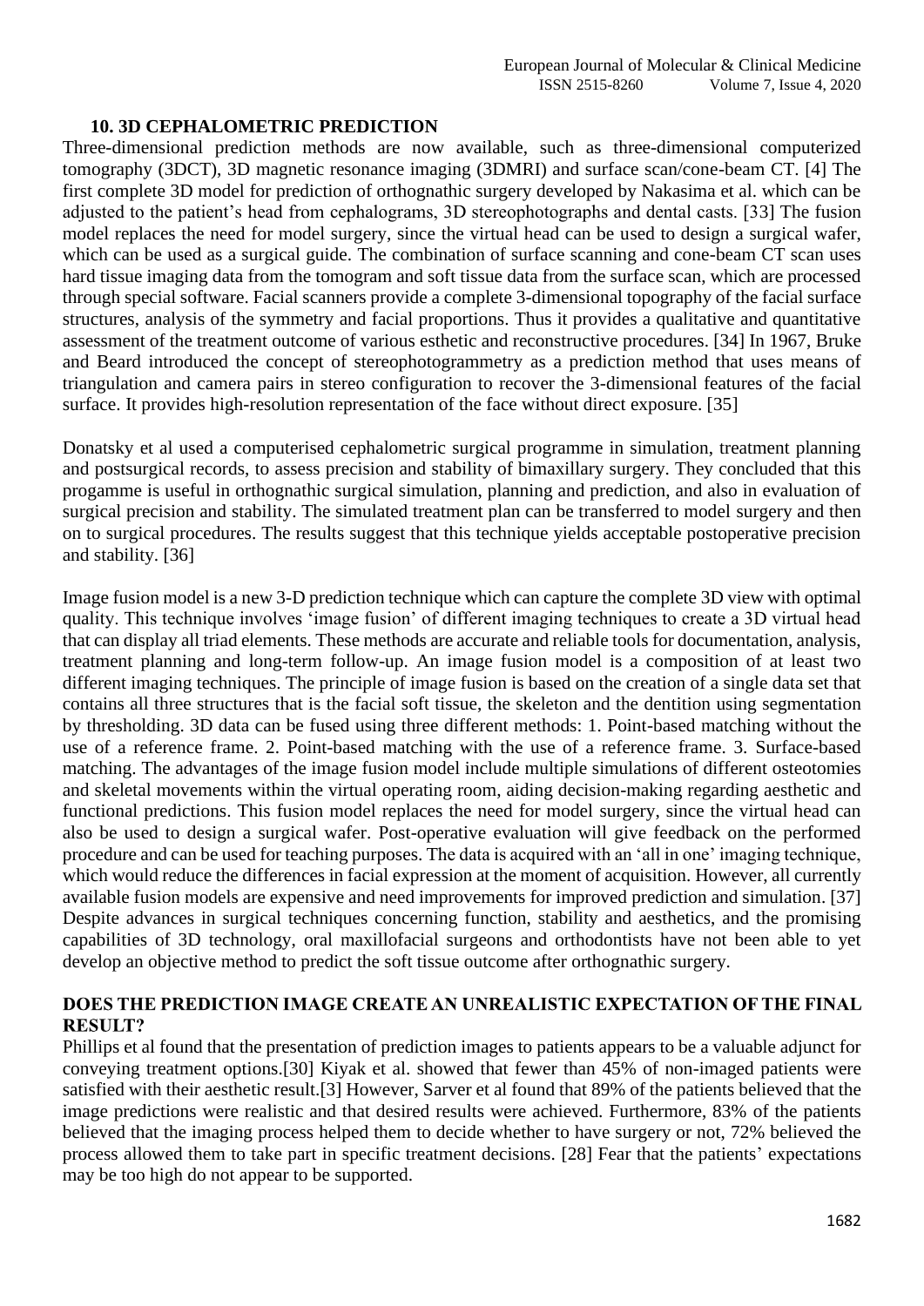## 10. 3D CEPHALOMETRIC PREDICTION

Three-dimensional prediction methods are now available, such as three-dimensional computerized tomography (3DCT), 3D magnetic resonance imaging (3DMRI) and surface scan/cone-beam CT. [4] The first complete 3D model for prediction of orthognathic surgery developed by Nakasima et al. which can be adjusted to the patient's head from cephalograms, 3D stereophotographs and dental casts. [33] The fusion model replaces the need for model surgery, since the virtual head can be used to design a surgical wafer, which can be used as a surgical guide. The combination of surface scanning and cone-beam CT scan uses hard tissue imaging data from the tomogram and soft tissue data from the surface scan, which are processed through special software. Facial scanners provide a complete 3-dimensional topography of the facial surface structures, analysis of the symmetry and facial proportions. Thus it provides a qualitative and quantitative assessment of the treatment outcome of various esthetic and reconstructive procedures. [34] In 1967, Bruke and Beard introduced the concept of stereophotogrammetry as a prediction method that uses means of triangulation and camera pairs in stereo configuration to recover the 3-dimensional features of the facial surface. It provides high-resolution representation of the face without direct exposure. [35]

Donatsky et al used a computerised cephalometric surgical programme in simulation, treatment planning and postsurgical records, to assess precision and stability of bimaxillary surgery. They concluded that this progamme is useful in orthognathic surgical simulation, planning and prediction, and also in evaluation of surgical precision and stability. The simulated treatment plan can be transferred to model surgery and then on to surgical procedures. The results suggest that this technique yields acceptable postoperative precision and stability. [36]

Image fusion model is a new 3-D prediction technique which can capture the complete 3D view with optimal quality. This technique involves 'image fusion' of different imaging techniques to create a 3D virtual head that can display all triad elements. These methods are accurate and reliable tools for documentation, analysis, treatment planning and long-term follow-up. An image fusion model is a composition of at least two different imaging techniques. The principle of image fusion is based on the creation of a single data set that contains all three structures that is the facial soft tissue, the skeleton and the dentition using segmentation by thresholding. 3D data can be fused using three different methods: 1. Point-based matching without the use of a reference frame. 2. Point-based matching with the use of a reference frame. 3. Surface-based matching. The advantages of the image fusion model include multiple simulations of different osteotomies and skeletal movements within the virtual operating room, aiding decision-making regarding aesthetic and functional predictions. This fusion model replaces the need for model surgery, since the virtual head can also be used to design a surgical wafer. Post-operative evaluation will give feedback on the performed procedure and can be used for teaching purposes. The data is acquired with an 'all in one' imaging technique, which would reduce the differences in facial expression at the moment of acquisition. However, all currently available fusion models are expensive and need improvements for improved prediction and simulation. [37] Despite advances in surgical techniques concerning function, stability and aesthetics, and the promising capabilities of 3D technology, oral maxillofacial surgeons and orthodontists have not been able to yet develop an objective method to predict the soft tissue outcome after orthognathic surgery.

## DOES THE PREDICTION IMAGE CREATE AN UNREALISTIC EXPECTATION OF THE FINAL RESULT?

Phillips et al found that the presentation of prediction images to patients appears to be a valuable adjunct for conveying treatment options.[30] Kiyak et al. showed that fewer than 45% of non-imaged patients were satisfied with their aesthetic result.[3] However, Sarver et al found that 89% of the patients believed that the image predictions were realistic and that desired results were achieved. Furthermore, 83% of the patients believed that the imaging process helped them to decide whether to have surgery or not, 72% believed the process allowed them to take part in specific treatment decisions. [28] Fear that the patients' expectations may be too high do not appear to be supported.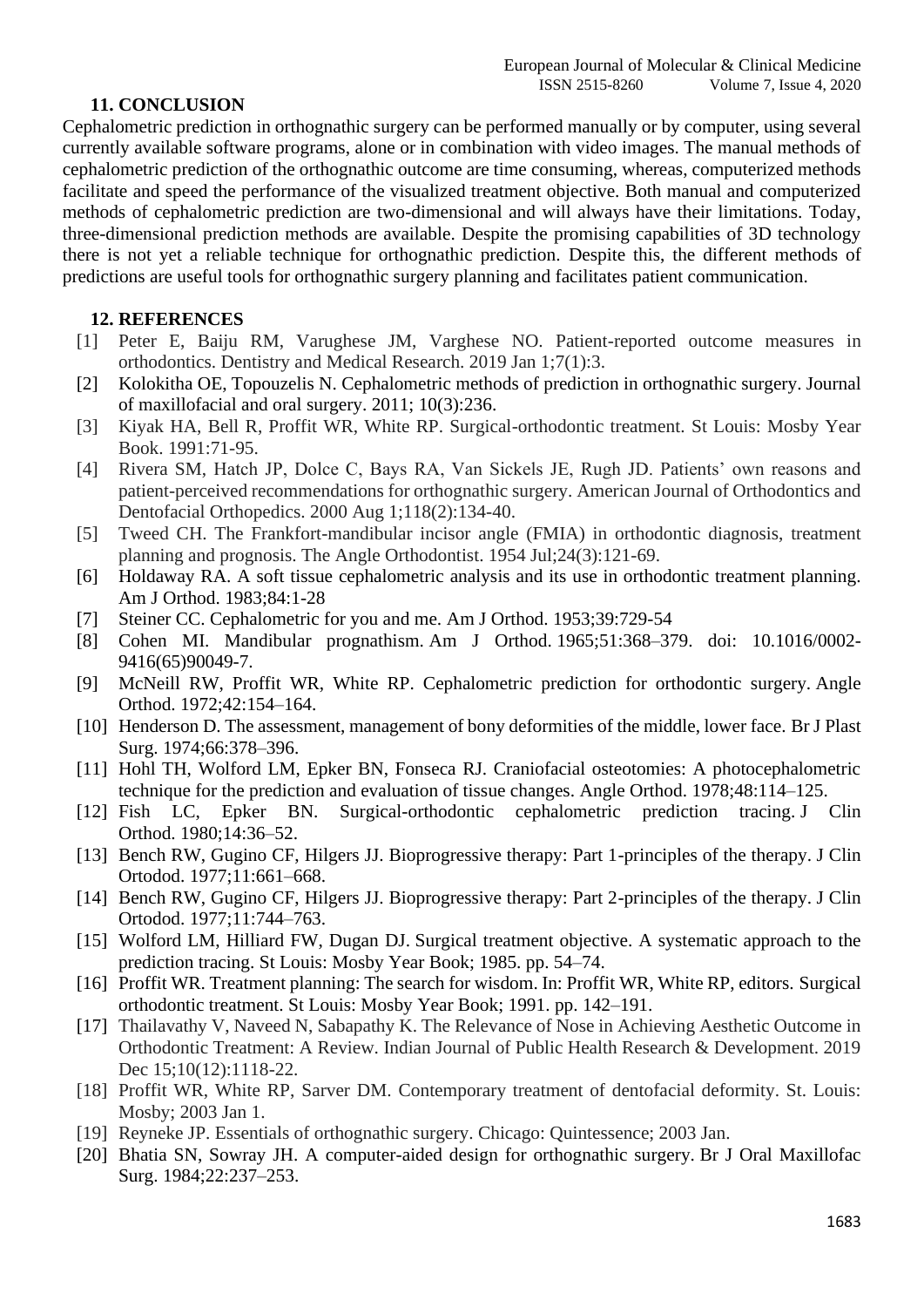## 11. CONCLUSION

Cephalometric prediction in orthognathic surgery can be performed manually or by computer, using several currently available software programs, alone or in combination with video images. The manual methods of cephalometric prediction of the orthognathic outcome are time consuming, whereas, computerized methods facilitate and speed the performance of the visualized treatment objective. Both manual and computerized methods of cephalometric prediction are two-dimensional and will always have their limitations. Today, three-dimensional prediction methods are available. Despite the promising capabilities of 3D technology there is not yet a reliable technique for orthognathic prediction. Despite this, the different methods of predictions are useful tools for orthognathic surgery planning and facilitates patient communication.

## 12. REFERENCES

[1] Peter E, Baiju RM, Varughese JM, Varghese NO. Patient-reported outcome measures in orthodontics. Dentistry and Medical Research. 2019 Jan 1;7(1):3.

[2] Kolokitha OE, Topouzelis N. Cephalometric methods of prediction in orthognathic surgery. Journal of maxillofacial and oral surgery. 2011; 10(3):236.

[3] Kiyak HA, Bell R, Proffit WR, White RP. Surgical-orthodontic treatment. St Louis: Mosby Year Book. 1991:71-95.

[4] Rivera SM, Hatch JP, Dolce C, Bays RA, Van Sickels JE, Rugh JD. Patients' own reasons and patient-perceived recommendations for orthognathic surgery. American Journal of Orthodontics and Dentofacial Orthopedics. 2000 Aug 1;118(2):134-40.

[5] Tweed CH. The Frankfort-mandibular incisor angle (FMIA) in orthodontic diagnosis, treatment planning and prognosis. The Angle Orthodontist. 1954 Jul;24(3):121-69.

[6] Holdaway RA. A soft tissue cephalometric analysis and its use in orthodontic treatment planning. Am J Orthod. 1983;84:1-28

[7] Steiner CC. Cephalometric for you and me. Am J Orthod. 1953;39:729-54

[8] Cohen MI. Mandibular prognathism. Am J Orthod. 1965;51:368–379. doi: 10.1016/0002-9416(65)90049-7.

[9] McNeill RW, Proffit WR, White RP. Cephalometric prediction for orthodontic surgery. Angle Orthod. 1972;42:154–164.

[10] Henderson D. The assessment, management of bony deformities of the middle, lower face. Br J Plast Surg. 1974;66:378–396.

[11] Hohl TH, Wolford LM, Epker BN, Fonseca RJ. Craniofacial osteotomies: A photocephalometric technique for the prediction and evaluation of tissue changes. Angle Orthod. 1978;48:114–125.

[12] Fish LC, Epker BN. Surgical-orthodontic cephalometric prediction tracing. J Clin Orthod. 1980;14:36–52.

[13] Bench RW, Gugino CF, Hilgers JJ. Bioprogressive therapy: Part 1-principles of the therapy. J Clin Ortodod. 1977;11:661–668.

[14] Bench RW, Gugino CF, Hilgers JJ. Bioprogressive therapy: Part 2-principles of the therapy. J Clin Ortodod. 1977;11:744–763.

[15] Wolford LM, Hilliard FW, Dugan DJ. Surgical treatment objective. A systematic approach to the prediction tracing. St Louis: Mosby Year Book; 1985. pp. 54–74.

[16] Proffit WR. Treatment planning: The search for wisdom. In: Proffit WR, White RP, editors. Surgical orthodontic treatment. St Louis: Mosby Year Book; 1991. pp. 142–191.

[17] Thailavathy V, Naveed N, Sabapathy K. The Relevance of Nose in Achieving Aesthetic Outcome in Orthodontic Treatment: A Review. Indian Journal of Public Health Research & Development. 2019 Dec 15;10(12):1118-22.

[18] Proffit WR, White RP, Sarver DM. Contemporary treatment of dentofacial deformity. St. Louis: Mosby; 2003 Jan 1.

[19] Reyneke JP. Essentials of orthognathic surgery. Chicago: Quintessence; 2003 Jan.

[20] Bhatia SN, Sowray JH. A computer-aided design for orthognathic surgery. Br J Oral Maxillofac Surg. 1984;22:237–253.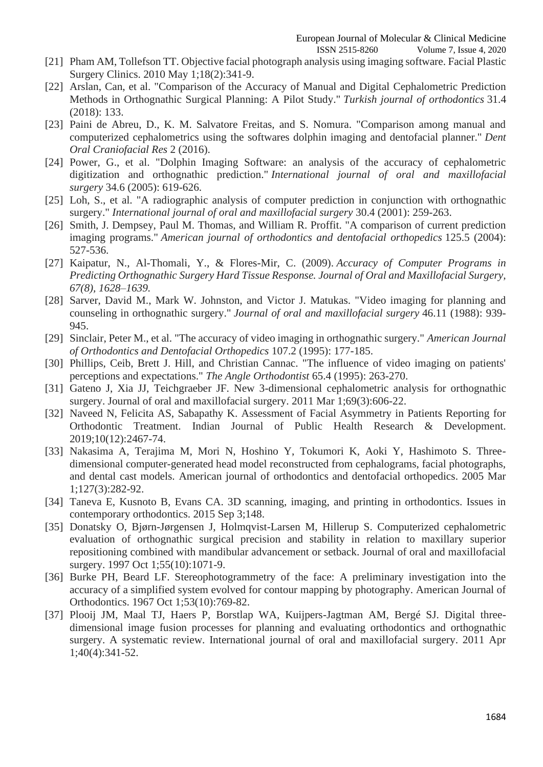[21] Pham AM, Tollefson TT. Objective facial photograph analysis using imaging software. Facial Plastic Surgery Clinics. 2010 May 1;18(2):341-9.

[22] Arslan, Can, et al. "Comparison of the Accuracy of Manual and Digital Cephalometric Prediction Methods in Orthognathic Surgical Planning: A Pilot Study." *Turkish journal of orthodontics* 31.4 (2018): 133.

[23] Paini de Abreu, D., K. M. Salvatore Freitas, and S. Nomura. "Comparison among manual and computerized cephalometrics using the softwares dolphin imaging and dentofacial planner." *Dent Oral Craniofacial Res* 2 (2016).

[24] Power, G., et al. "Dolphin Imaging Software: an analysis of the accuracy of cephalometric digitization and orthognathic prediction." *International journal of oral and maxillofacial surgery* 34.6 (2005): 619-626.

[25] Loh, S., et al. "A radiographic analysis of computer prediction in conjunction with orthognathic surgery." *International journal of oral and maxillofacial surgery* 30.4 (2001): 259-263.

[26] Smith, J. Dempsey, Paul M. Thomas, and William R. Proffit. "A comparison of current prediction imaging programs." *American journal of orthodontics and dentofacial orthopedics* 125.5 (2004): 527-536.

[27] Kaipatur, N., Al-Thomali, Y., & Flores-Mir, C. (2009). *Accuracy of Computer Programs in Predicting Orthognathic Surgery Hard Tissue Response. Journal of Oral and Maxillofacial Surgery, 67(8), 1628–1639.*

[28] Sarver, David M., Mark W. Johnston, and Victor J. Matukas. "Video imaging for planning and counseling in orthognathic surgery." *Journal of oral and maxillofacial surgery* 46.11 (1988): 939-945.

[29] Sinclair, Peter M., et al. "The accuracy of video imaging in orthognathic surgery." *American Journal of Orthodontics and Dentofacial Orthopedics* 107.2 (1995): 177-185.

[30] Phillips, Ceib, Brett J. Hill, and Christian Cannac. "The influence of video imaging on patients' perceptions and expectations." *The Angle Orthodontist* 65.4 (1995): 263-270.

[31] Gateno J, Xia JJ, Teichgraeber JF. New 3-dimensional cephalometric analysis for orthognathic surgery. Journal of oral and maxillofacial surgery. 2011 Mar 1;69(3):606-22.

[32] Naveed N, Felicita AS, Sabapathy K. Assessment of Facial Asymmetry in Patients Reporting for Orthodontic Treatment. Indian Journal of Public Health Research & Development. 2019;10(12):2467-74.

[33] Nakasima A, Terajima M, Mori N, Hoshino Y, Tokumori K, Aoki Y, Hashimoto S. Three-dimensional computer-generated head model reconstructed from cephalograms, facial photographs, and dental cast models. American journal of orthodontics and dentofacial orthopedics. 2005 Mar 1;127(3):282-92.

[34] Taneva E, Kusnoto B, Evans CA. 3D scanning, imaging, and printing in orthodontics. Issues in contemporary orthodontics. 2015 Sep 3;148.

[35] Donatsky O, Bjørn-Jørgensen J, Holmqvist-Larsen M, Hillerup S. Computerized cephalometric evaluation of orthognathic surgical precision and stability in relation to maxillary superior repositioning combined with mandibular advancement or setback. Journal of oral and maxillofacial surgery. 1997 Oct 1;55(10):1071-9.

[36] Burke PH, Beard LF. Stereophotogrammetry of the face: A preliminary investigation into the accuracy of a simplified system evolved for contour mapping by photography. American Journal of Orthodontics. 1967 Oct 1;53(10):769-82.

[37] Plooij JM, Maal TJ, Haers P, Borstlap WA, Kuijpers-Jagtman AM, Bergé SJ. Digital three-dimensional image fusion processes for planning and evaluating orthodontics and orthognathic surgery. A systematic review. International journal of oral and maxillofacial surgery. 2011 Apr 1;40(4):341-52.